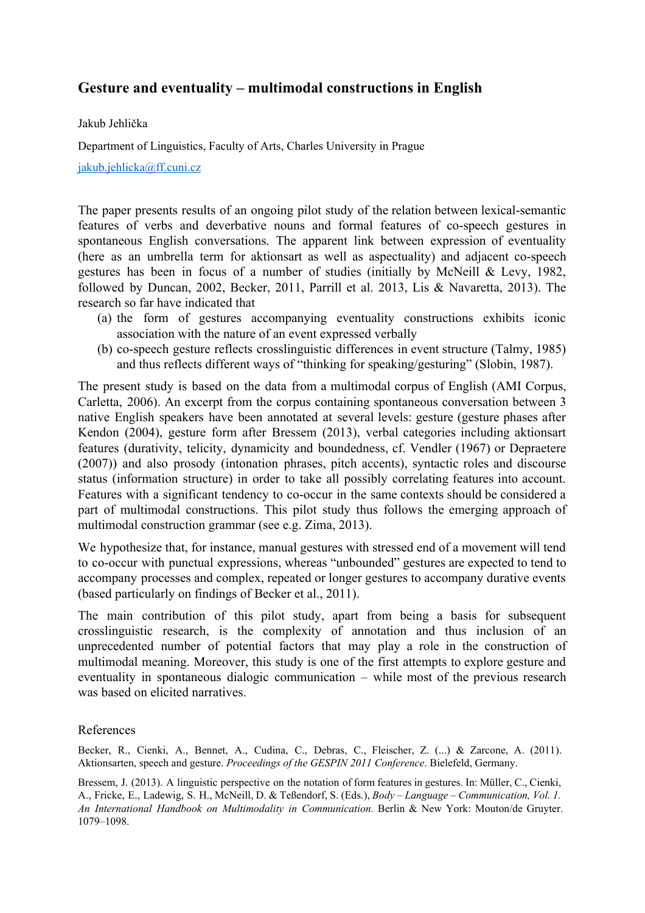## Gesture and eventuality – multimodal constructions in English

Jakub Jehlička

Department of Linguistics, Faculty of Arts, Charles University in Prague

jakub.jehlicka@ff.cuni.cz

The paper presents results of an ongoing pilot study of the relation between lexical-semantic features of verbs and deverbative nouns and formal features of co-speech gestures in spontaneous English conversations. The apparent link between expression of eventuality (here as an umbrella term for aktionsart as well as aspectuality) and adjacent co-speech gestures has been in focus of a number of studies (initially by McNeill & Levy, 1982, followed by Duncan, 2002, Becker, 2011, Parrill et al. 2013, Lis & Navaretta, 2013). The research so far have indicated that

(a) the form of gestures accompanying eventuality constructions exhibits iconic association with the nature of an event expressed verbally
(b) co-speech gesture reflects crosslinguistic differences in event structure (Talmy, 1985) and thus reflects different ways of "thinking for speaking/gesturing" (Slobin, 1987).

The present study is based on the data from a multimodal corpus of English (AMI Corpus, Carletta, 2006). An excerpt from the corpus containing spontaneous conversation between 3 native English speakers have been annotated at several levels: gesture (gesture phases after Kendon (2004), gesture form after Bressem (2013), verbal categories including aktionsart features (durativity, telicity, dynamicity and boundedness, cf. Vendler (1967) or Depraetere (2007)) and also prosody (intonation phrases, pitch accents), syntactic roles and discourse status (information structure) in order to take all possibly correlating features into account. Features with a significant tendency to co-occur in the same contexts should be considered a part of multimodal constructions. This pilot study thus follows the emerging approach of multimodal construction grammar (see e.g. Zima, 2013).

We hypothesize that, for instance, manual gestures with stressed end of a movement will tend to co-occur with punctual expressions, whereas "unbounded" gestures are expected to tend to accompany processes and complex, repeated or longer gestures to accompany durative events (based particularly on findings of Becker et al., 2011).

The main contribution of this pilot study, apart from being a basis for subsequent crosslinguistic research, is the complexity of annotation and thus inclusion of an unprecedented number of potential factors that may play a role in the construction of multimodal meaning. Moreover, this study is one of the first attempts to explore gesture and eventuality in spontaneous dialogic communication – while most of the previous research was based on elicited narratives.

### References

Becker, R., Cienki, A., Bennet, A., Cudina, C., Debras, C., Fleischer, Z. (...) & Zarcone, A. (2011). Aktionsarten, speech and gesture. *Proceedings of the GESPIN 2011 Conference*. Bielefeld, Germany.

Bressem, J. (2013). A linguistic perspective on the notation of form features in gestures. In: Müller, C., Cienki, A., Fricke, E., Ladewig, S. H., McNeill, D. & Teßendorf, S. (Eds.), *Body – Language – Communication, Vol. 1. An International Handbook on Multimodality in Communication.* Berlin & New York: Mouton/de Gruyter. 1079–1098.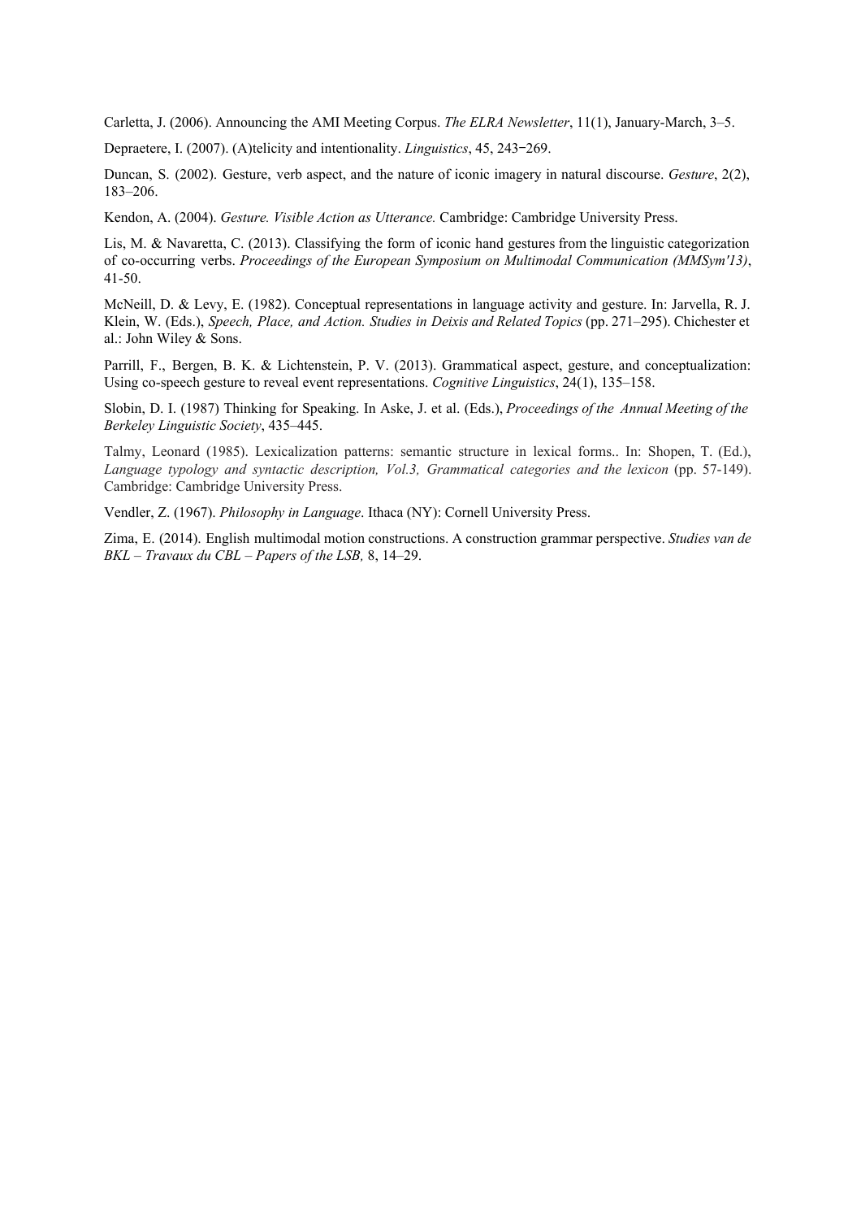Carletta, J. (2006). Announcing the AMI Meeting Corpus. *The ELRA Newsletter*, 11(1), January-March, 3–5.

Depraetere, I. (2007). (A)telicity and intentionality. *Linguistics*, 45, 243‒269.

Duncan, S. (2002). Gesture, verb aspect, and the nature of iconic imagery in natural discourse. *Gesture*, 2(2), 183–206.

Kendon, A. (2004). *Gesture. Visible Action as Utterance.* Cambridge: Cambridge University Press.

Lis, M. & Navaretta, C. (2013). Classifying the form of iconic hand gestures from the linguistic categorization of co-occurring verbs. *Proceedings of the European Symposium on Multimodal Communication (MMSym'13)*, 41-50.

McNeill, D. & Levy, E. (1982). Conceptual representations in language activity and gesture. In: Jarvella, R. J. Klein, W. (Eds.), *Speech, Place, and Action. Studies in Deixis and Related Topics* (pp. 271–295). Chichester et al.: John Wiley & Sons.

Parrill, F., Bergen, B. K. & Lichtenstein, P. V. (2013). Grammatical aspect, gesture, and conceptualization: Using co-speech gesture to reveal event representations. *Cognitive Linguistics*, 24(1), 135–158.

Slobin, D. I. (1987) Thinking for Speaking. In Aske, J. et al. (Eds.), *Proceedings of the Annual Meeting of the Berkeley Linguistic Society*, 435–445.

Talmy, Leonard (1985). Lexicalization patterns: semantic structure in lexical forms.. In: Shopen, T. (Ed.), *Language typology and syntactic description, Vol.3, Grammatical categories and the lexicon* (pp. 57-149). Cambridge: Cambridge University Press.

Vendler, Z. (1967). *Philosophy in Language*. Ithaca (NY): Cornell University Press.

Zima, E. (2014). English multimodal motion constructions. A construction grammar perspective. *Studies van de BKL – Travaux du CBL – Papers of the LSB,* 8, 14–29.